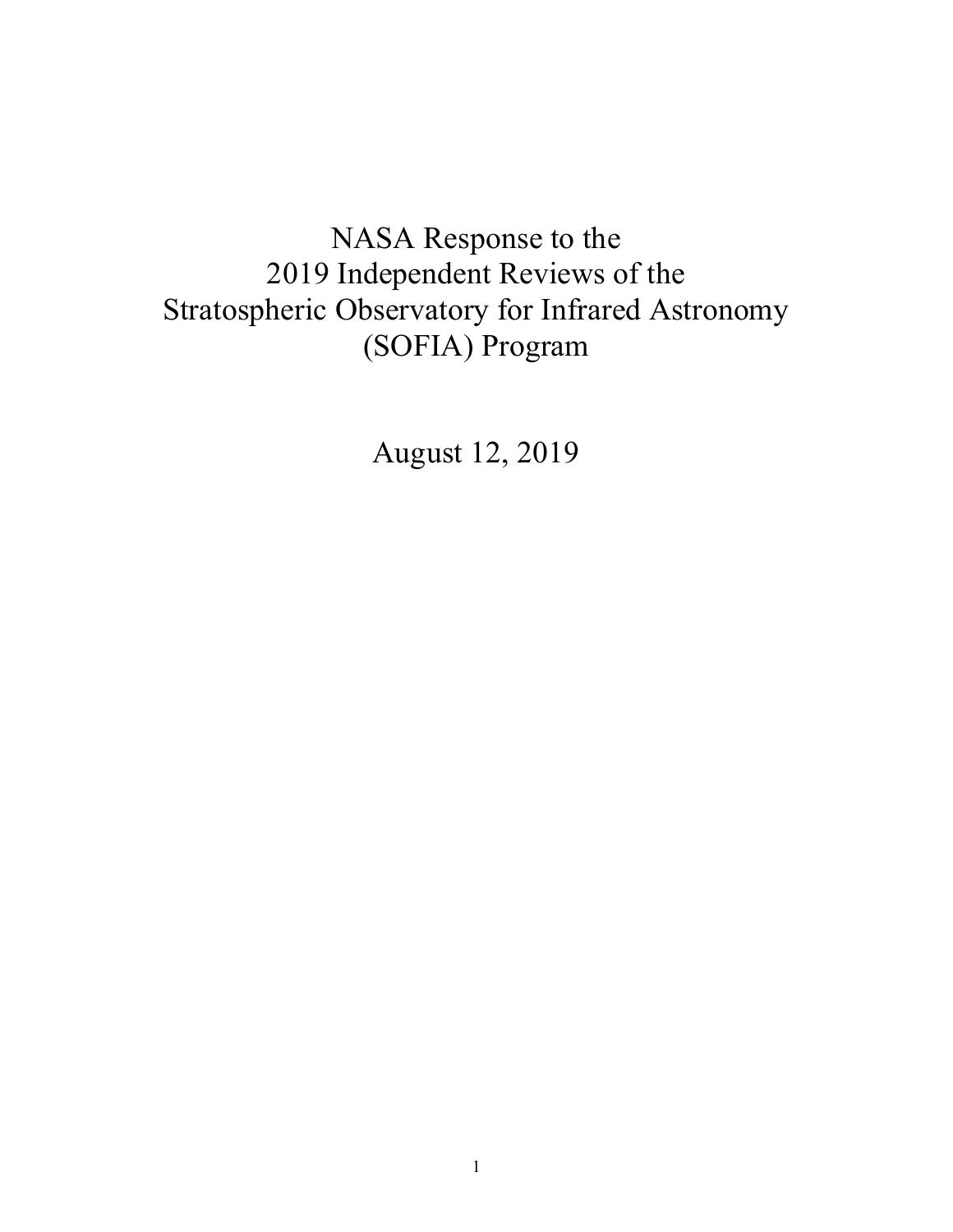# NASA Response to the 2019 Independent Reviews of the Stratospheric Observatory for Infrared Astronomy (SOFIA) Program

August 12, 2019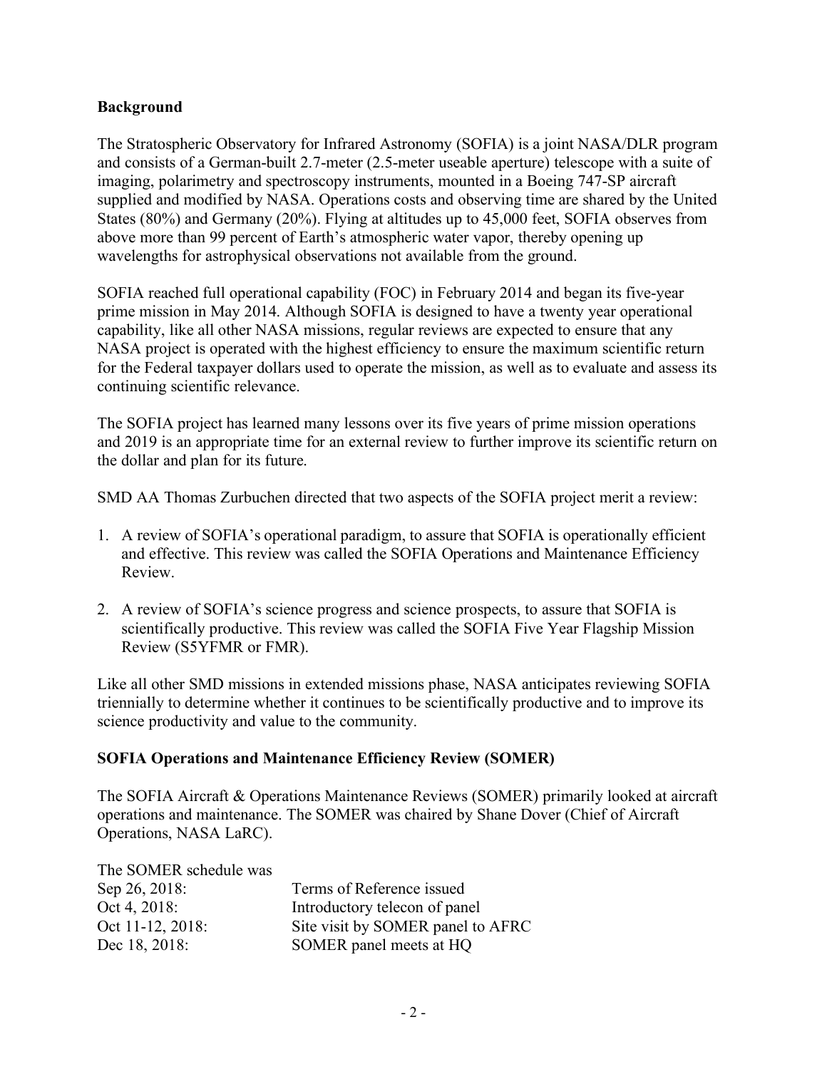## Background

The Stratospheric Observatory for Infrared Astronomy (SOFIA) is a joint NASA/DLR program and consists of a German-built 2.7-meter (2.5-meter useable aperture) telescope with a suite of imaging, polarimetry and spectroscopy instruments, mounted in a Boeing 747-SP aircraft supplied and modified by NASA. Operations costs and observing time are shared by the United States (80%) and Germany (20%). Flying at altitudes up to 45,000 feet, SOFIA observes from above more than 99 percent of Earth's atmospheric water vapor, thereby opening up wavelengths for astrophysical observations not available from the ground.

SOFIA reached full operational capability (FOC) in February 2014 and began its five-year prime mission in May 2014. Although SOFIA is designed to have a twenty year operational capability, like all other NASA missions, regular reviews are expected to ensure that any NASA project is operated with the highest efficiency to ensure the maximum scientific return for the Federal taxpayer dollars used to operate the mission, as well as to evaluate and assess its continuing scientific relevance.

The SOFIA project has learned many lessons over its five years of prime mission operations and 2019 is an appropriate time for an external review to further improve its scientific return on the dollar and plan for its future.

SMD AA Thomas Zurbuchen directed that two aspects of the SOFIA project merit a review:

1. A review of SOFIA's operational paradigm, to assure that SOFIA is operationally efficient and effective. This review was called the SOFIA Operations and Maintenance Efficiency Review.

2. A review of SOFIA's science progress and science prospects, to assure that SOFIA is scientifically productive. This review was called the SOFIA Five Year Flagship Mission Review (S5YFMR or FMR).

Like all other SMD missions in extended missions phase, NASA anticipates reviewing SOFIA triennially to determine whether it continues to be scientifically productive and to improve its science productivity and value to the community.

## SOFIA Operations and Maintenance Efficiency Review (SOMER)

The SOFIA Aircraft & Operations Maintenance Reviews (SOMER) primarily looked at aircraft operations and maintenance. The SOMER was chaired by Shane Dover (Chief of Aircraft Operations, NASA LaRC).

The SOMER schedule was

| | |
|---|---|
| Sep 26, 2018: | Terms of Reference issued |
| Oct 4, 2018: | Introductory telecon of panel |
| Oct 11-12, 2018: | Site visit by SOMER panel to AFRC |
| Dec 18, 2018: | SOMER panel meets at HQ |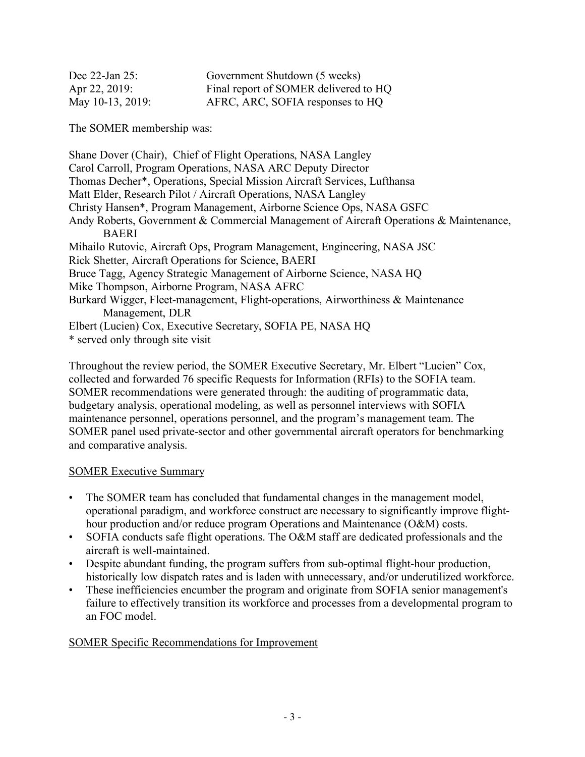| | |
|---|---|
| Dec 22-Jan 25: | Government Shutdown (5 weeks) |
| Apr 22, 2019: | Final report of SOMER delivered to HQ |
| May 10-13, 2019: | AFRC, ARC, SOFIA responses to HQ |

The SOMER membership was:

Shane Dover (Chair), Chief of Flight Operations, NASA Langley
Carol Carroll, Program Operations, NASA ARC Deputy Director
Thomas Decher*, Operations, Special Mission Aircraft Services, Lufthansa
Matt Elder, Research Pilot / Aircraft Operations, NASA Langley
Christy Hansen*, Program Management, Airborne Science Ops, NASA GSFC
Andy Roberts, Government & Commercial Management of Aircraft Operations & Maintenance, BAERI
Mihailo Rutovic, Aircraft Ops, Program Management, Engineering, NASA JSC
Rick Shetter, Aircraft Operations for Science, BAERI
Bruce Tagg, Agency Strategic Management of Airborne Science, NASA HQ
Mike Thompson, Airborne Program, NASA AFRC
Burkard Wigger, Fleet-management, Flight-operations, Airworthiness & Maintenance Management, DLR
Elbert (Lucien) Cox, Executive Secretary, SOFIA PE, NASA HQ
* served only through site visit

Throughout the review period, the SOMER Executive Secretary, Mr. Elbert "Lucien" Cox, collected and forwarded 76 specific Requests for Information (RFIs) to the SOFIA team. SOMER recommendations were generated through: the auditing of programmatic data, budgetary analysis, operational modeling, as well as personnel interviews with SOFIA maintenance personnel, operations personnel, and the program's management team. The SOMER panel used private-sector and other governmental aircraft operators for benchmarking and comparative analysis.

## SOMER Executive Summary

- The SOMER team has concluded that fundamental changes in the management model, operational paradigm, and workforce construct are necessary to significantly improve flight-hour production and/or reduce program Operations and Maintenance (O&M) costs.
- SOFIA conducts safe flight operations. The O&M staff are dedicated professionals and the aircraft is well-maintained.
- Despite abundant funding, the program suffers from sub-optimal flight-hour production, historically low dispatch rates and is laden with unnecessary, and/or underutilized workforce.
- These inefficiencies encumber the program and originate from SOFIA senior management's failure to effectively transition its workforce and processes from a developmental program to an FOC model.

## SOMER Specific Recommendations for Improvement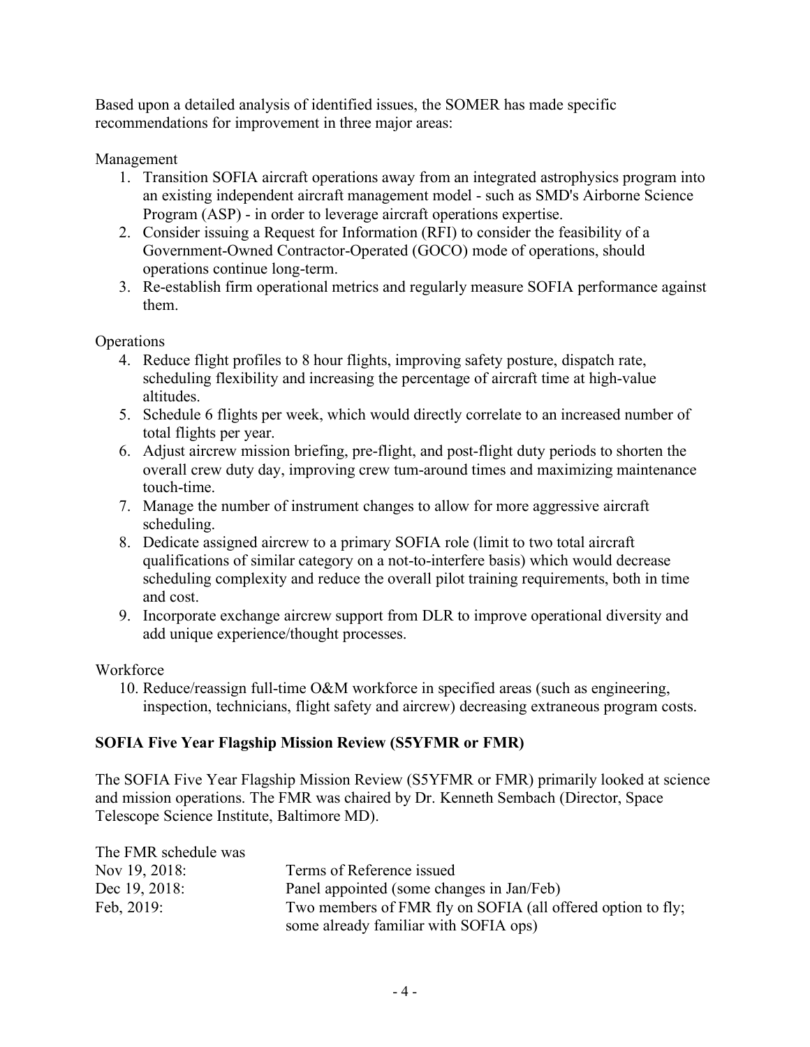Based upon a detailed analysis of identified issues, the SOMER has made specific recommendations for improvement in three major areas:

Management

1. Transition SOFIA aircraft operations away from an integrated astrophysics program into an existing independent aircraft management model - such as SMD's Airborne Science Program (ASP) - in order to leverage aircraft operations expertise.
2. Consider issuing a Request for Information (RFI) to consider the feasibility of a Government-Owned Contractor-Operated (GOCO) mode of operations, should operations continue long-term.
3. Re-establish firm operational metrics and regularly measure SOFIA performance against them.

Operations

4. Reduce flight profiles to 8 hour flights, improving safety posture, dispatch rate, scheduling flexibility and increasing the percentage of aircraft time at high-value altitudes.
5. Schedule 6 flights per week, which would directly correlate to an increased number of total flights per year.
6. Adjust aircrew mission briefing, pre-flight, and post-flight duty periods to shorten the overall crew duty day, improving crew tum-around times and maximizing maintenance touch-time.
7. Manage the number of instrument changes to allow for more aggressive aircraft scheduling.
8. Dedicate assigned aircrew to a primary SOFIA role (limit to two total aircraft qualifications of similar category on a not-to-interfere basis) which would decrease scheduling complexity and reduce the overall pilot training requirements, both in time and cost.
9. Incorporate exchange aircrew support from DLR to improve operational diversity and add unique experience/thought processes.

Workforce

10. Reduce/reassign full-time O&M workforce in specified areas (such as engineering, inspection, technicians, flight safety and aircrew) decreasing extraneous program costs.

**SOFIA Five Year Flagship Mission Review (S5YFMR or FMR)**

The SOFIA Five Year Flagship Mission Review (S5YFMR or FMR) primarily looked at science and mission operations. The FMR was chaired by Dr. Kenneth Sembach (Director, Space Telescope Science Institute, Baltimore MD).

The FMR schedule was

| | |
|---|---|
| Nov 19, 2018: | Terms of Reference issued |
| Dec 19, 2018: | Panel appointed (some changes in Jan/Feb) |
| Feb, 2019: | Two members of FMR fly on SOFIA (all offered option to fly; some already familiar with SOFIA ops) |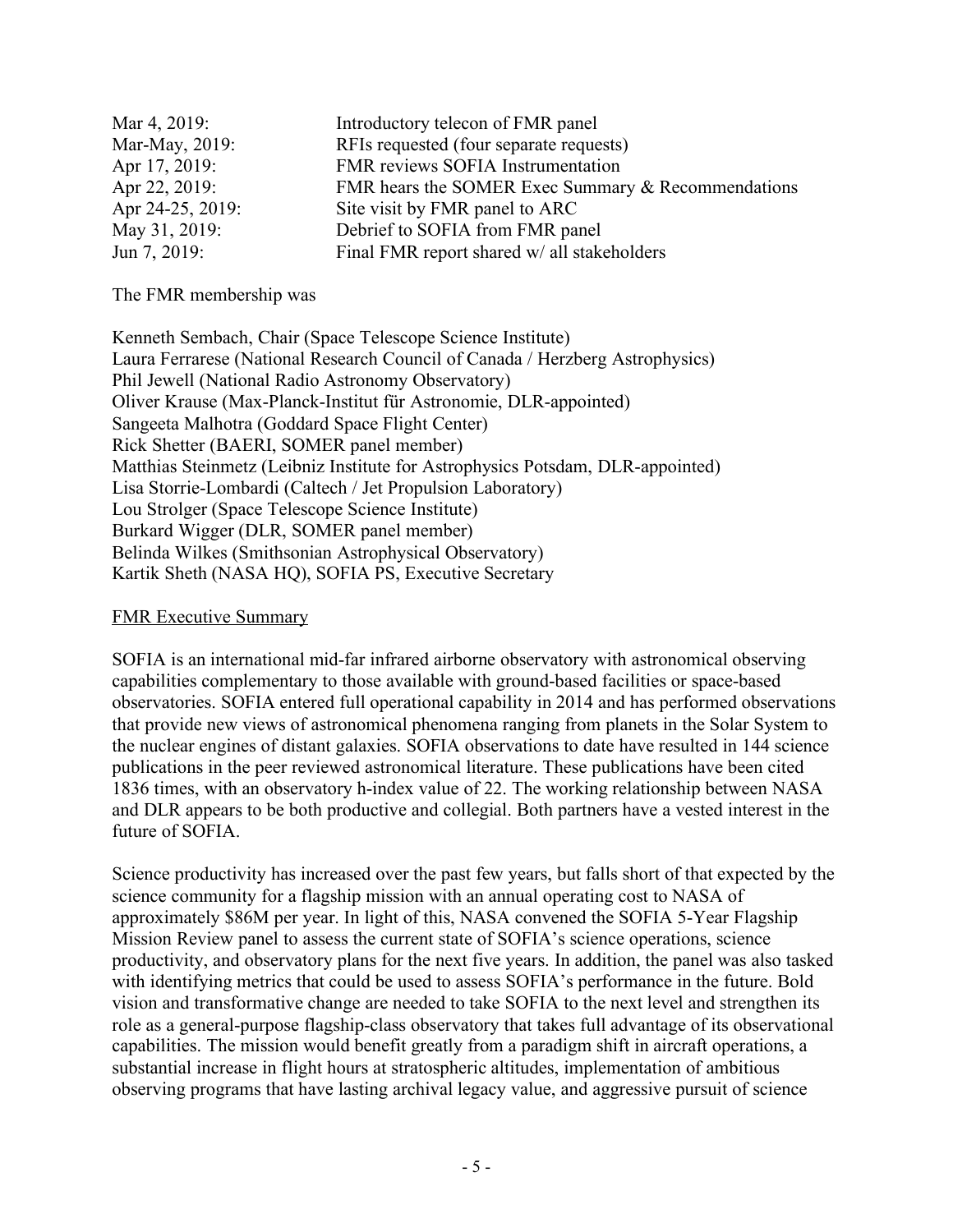| | |
|---|---|
| Mar 4, 2019: | Introductory telecon of FMR panel |
| Mar-May, 2019: | RFIs requested (four separate requests) |
| Apr 17, 2019: | FMR reviews SOFIA Instrumentation |
| Apr 22, 2019: | FMR hears the SOMER Exec Summary & Recommendations |
| Apr 24-25, 2019: | Site visit by FMR panel to ARC |
| May 31, 2019: | Debrief to SOFIA from FMR panel |
| Jun 7, 2019: | Final FMR report shared w/ all stakeholders |

The FMR membership was

Kenneth Sembach, Chair (Space Telescope Science Institute)
Laura Ferrarese (National Research Council of Canada / Herzberg Astrophysics)
Phil Jewell (National Radio Astronomy Observatory)
Oliver Krause (Max-Planck-Institut für Astronomie, DLR-appointed)
Sangeeta Malhotra (Goddard Space Flight Center)
Rick Shetter (BAERI, SOMER panel member)
Matthias Steinmetz (Leibniz Institute for Astrophysics Potsdam, DLR-appointed)
Lisa Storrie-Lombardi (Caltech / Jet Propulsion Laboratory)
Lou Strolger (Space Telescope Science Institute)
Burkard Wigger (DLR, SOMER panel member)
Belinda Wilkes (Smithsonian Astrophysical Observatory)
Kartik Sheth (NASA HQ), SOFIA PS, Executive Secretary

## FMR Executive Summary

SOFIA is an international mid-far infrared airborne observatory with astronomical observing capabilities complementary to those available with ground-based facilities or space-based observatories. SOFIA entered full operational capability in 2014 and has performed observations that provide new views of astronomical phenomena ranging from planets in the Solar System to the nuclear engines of distant galaxies. SOFIA observations to date have resulted in 144 science publications in the peer reviewed astronomical literature. These publications have been cited 1836 times, with an observatory h-index value of 22. The working relationship between NASA and DLR appears to be both productive and collegial. Both partners have a vested interest in the future of SOFIA.

Science productivity has increased over the past few years, but falls short of that expected by the science community for a flagship mission with an annual operating cost to NASA of approximately $86M per year. In light of this, NASA convened the SOFIA 5-Year Flagship Mission Review panel to assess the current state of SOFIA's science operations, science productivity, and observatory plans for the next five years. In addition, the panel was also tasked with identifying metrics that could be used to assess SOFIA's performance in the future. Bold vision and transformative change are needed to take SOFIA to the next level and strengthen its role as a general-purpose flagship-class observatory that takes full advantage of its observational capabilities. The mission would benefit greatly from a paradigm shift in aircraft operations, a substantial increase in flight hours at stratospheric altitudes, implementation of ambitious observing programs that have lasting archival legacy value, and aggressive pursuit of science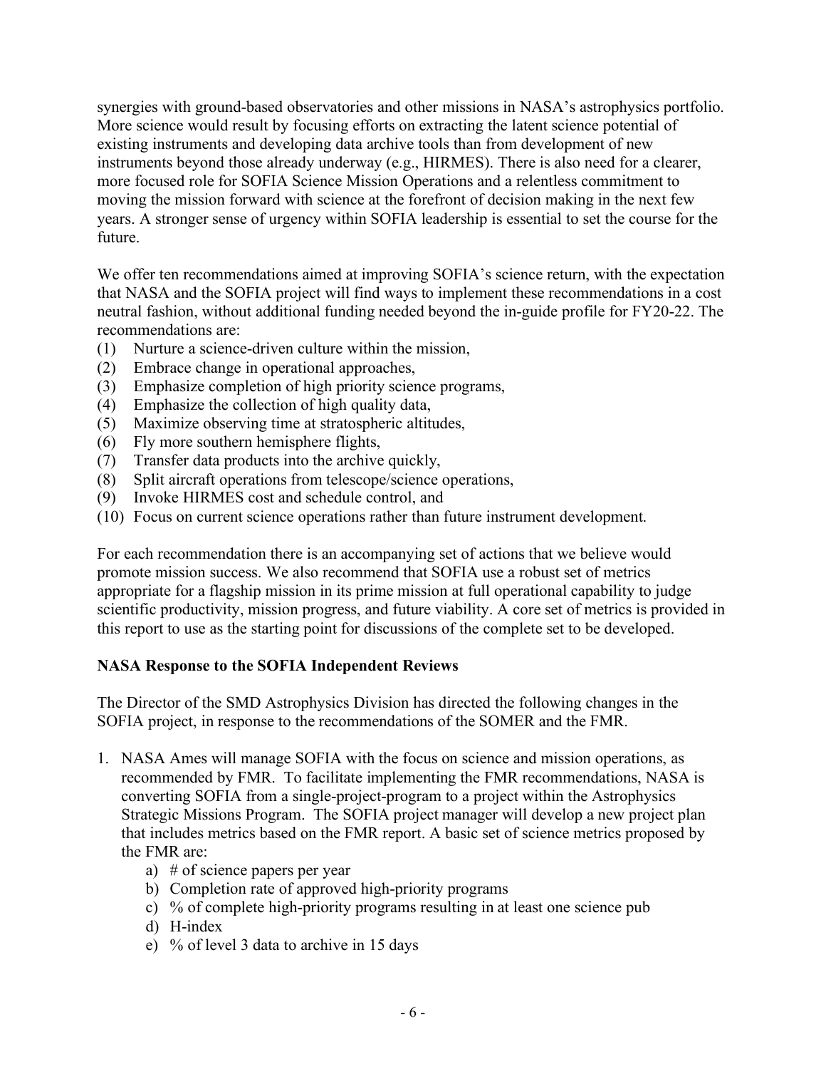synergies with ground-based observatories and other missions in NASA's astrophysics portfolio. More science would result by focusing efforts on extracting the latent science potential of existing instruments and developing data archive tools than from development of new instruments beyond those already underway (e.g., HIRMES). There is also need for a clearer, more focused role for SOFIA Science Mission Operations and a relentless commitment to moving the mission forward with science at the forefront of decision making in the next few years. A stronger sense of urgency within SOFIA leadership is essential to set the course for the future.

We offer ten recommendations aimed at improving SOFIA's science return, with the expectation that NASA and the SOFIA project will find ways to implement these recommendations in a cost neutral fashion, without additional funding needed beyond the in-guide profile for FY20-22. The recommendations are:

(1) Nurture a science-driven culture within the mission,
(2) Embrace change in operational approaches,
(3) Emphasize completion of high priority science programs,
(4) Emphasize the collection of high quality data,
(5) Maximize observing time at stratospheric altitudes,
(6) Fly more southern hemisphere flights,
(7) Transfer data products into the archive quickly,
(8) Split aircraft operations from telescope/science operations,
(9) Invoke HIRMES cost and schedule control, and
(10) Focus on current science operations rather than future instrument development.

For each recommendation there is an accompanying set of actions that we believe would promote mission success. We also recommend that SOFIA use a robust set of metrics appropriate for a flagship mission in its prime mission at full operational capability to judge scientific productivity, mission progress, and future viability. A core set of metrics is provided in this report to use as the starting point for discussions of the complete set to be developed.

**NASA Response to the SOFIA Independent Reviews**

The Director of the SMD Astrophysics Division has directed the following changes in the SOFIA project, in response to the recommendations of the SOMER and the FMR.

1. NASA Ames will manage SOFIA with the focus on science and mission operations, as recommended by FMR. To facilitate implementing the FMR recommendations, NASA is converting SOFIA from a single-project-program to a project within the Astrophysics Strategic Missions Program. The SOFIA project manager will develop a new project plan that includes metrics based on the FMR report. A basic set of science metrics proposed by the FMR are:
    a) # of science papers per year
    b) Completion rate of approved high-priority programs
    c) % of complete high-priority programs resulting in at least one science pub
    d) H-index
    e) % of level 3 data to archive in 15 days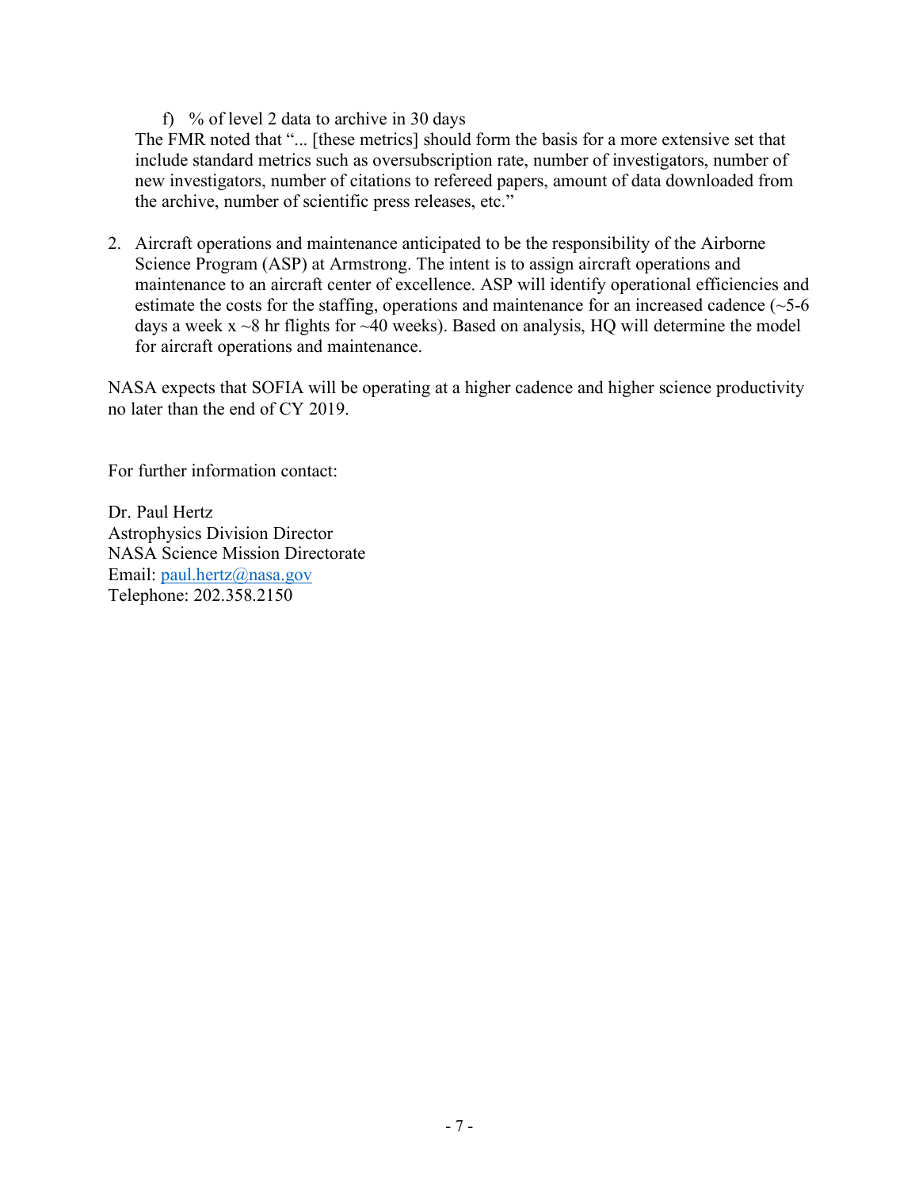f) % of level 2 data to archive in 30 days

The FMR noted that "... [these metrics] should form the basis for a more extensive set that include standard metrics such as oversubscription rate, number of investigators, number of new investigators, number of citations to refereed papers, amount of data downloaded from the archive, number of scientific press releases, etc."

2. Aircraft operations and maintenance anticipated to be the responsibility of the Airborne Science Program (ASP) at Armstrong. The intent is to assign aircraft operations and maintenance to an aircraft center of excellence. ASP will identify operational efficiencies and estimate the costs for the staffing, operations and maintenance for an increased cadence (~5-6 days a week x ~8 hr flights for ~40 weeks). Based on analysis, HQ will determine the model for aircraft operations and maintenance.

NASA expects that SOFIA will be operating at a higher cadence and higher science productivity no later than the end of CY 2019.

For further information contact:

Dr. Paul Hertz
Astrophysics Division Director
NASA Science Mission Directorate
Email: paul.hertz@nasa.gov
Telephone: 202.358.2150